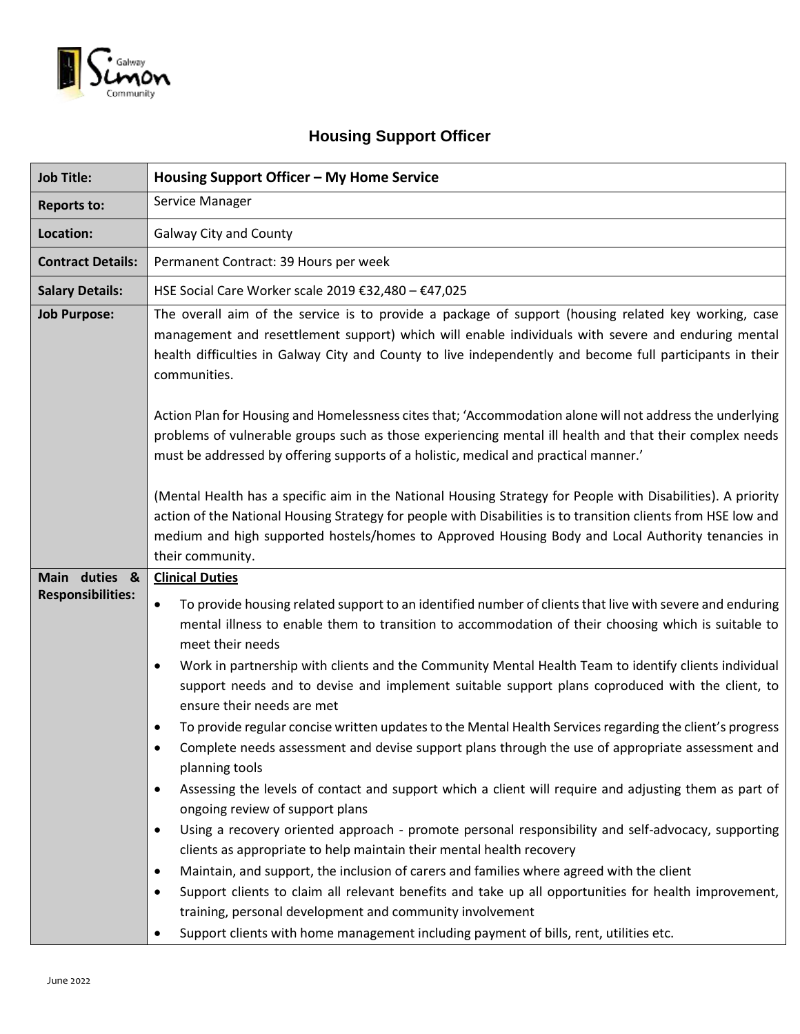# Housing Support Officer

| | |
|---|---|
| **Job Title:** | **Housing Support Officer – My Home Service** |
| **Reports to:** | Service Manager |
| **Location:** | Galway City and County |
| **Contract Details:** | Permanent Contract: 39 Hours per week |
| **Salary Details:** | HSE Social Care Worker scale 2019 €32,480 – €47,025 |
| **Job Purpose:** | The overall aim of the service is to provide a package of support (housing related key working, case management and resettlement support) which will enable individuals with severe and enduring mental health difficulties in Galway City and County to live independently and become full participants in their communities.<br><br>Action Plan for Housing and Homelessness cites that; 'Accommodation alone will not address the underlying problems of vulnerable groups such as those experiencing mental ill health and that their complex needs must be addressed by offering supports of a holistic, medical and practical manner.'<br><br>(Mental Health has a specific aim in the National Housing Strategy for People with Disabilities). A priority action of the National Housing Strategy for people with Disabilities is to transition clients from HSE low and medium and high supported hostels/homes to Approved Housing Body and Local Authority tenancies in their community. |
| **Main duties & Responsibilities:** | **<u>Clinical Duties</u>**<br>• To provide housing related support to an identified number of clients that live with severe and enduring mental illness to enable them to transition to accommodation of their choosing which is suitable to meet their needs<br>• Work in partnership with clients and the Community Mental Health Team to identify clients individual support needs and to devise and implement suitable support plans coproduced with the client, to ensure their needs are met<br>• To provide regular concise written updates to the Mental Health Services regarding the client's progress<br>• Complete needs assessment and devise support plans through the use of appropriate assessment and planning tools<br>• Assessing the levels of contact and support which a client will require and adjusting them as part of ongoing review of support plans<br>• Using a recovery oriented approach - promote personal responsibility and self-advocacy, supporting clients as appropriate to help maintain their mental health recovery<br>• Maintain, and support, the inclusion of carers and families where agreed with the client<br>• Support clients to claim all relevant benefits and take up all opportunities for health improvement, training, personal development and community involvement<br>• Support clients with home management including payment of bills, rent, utilities etc. |

June 2022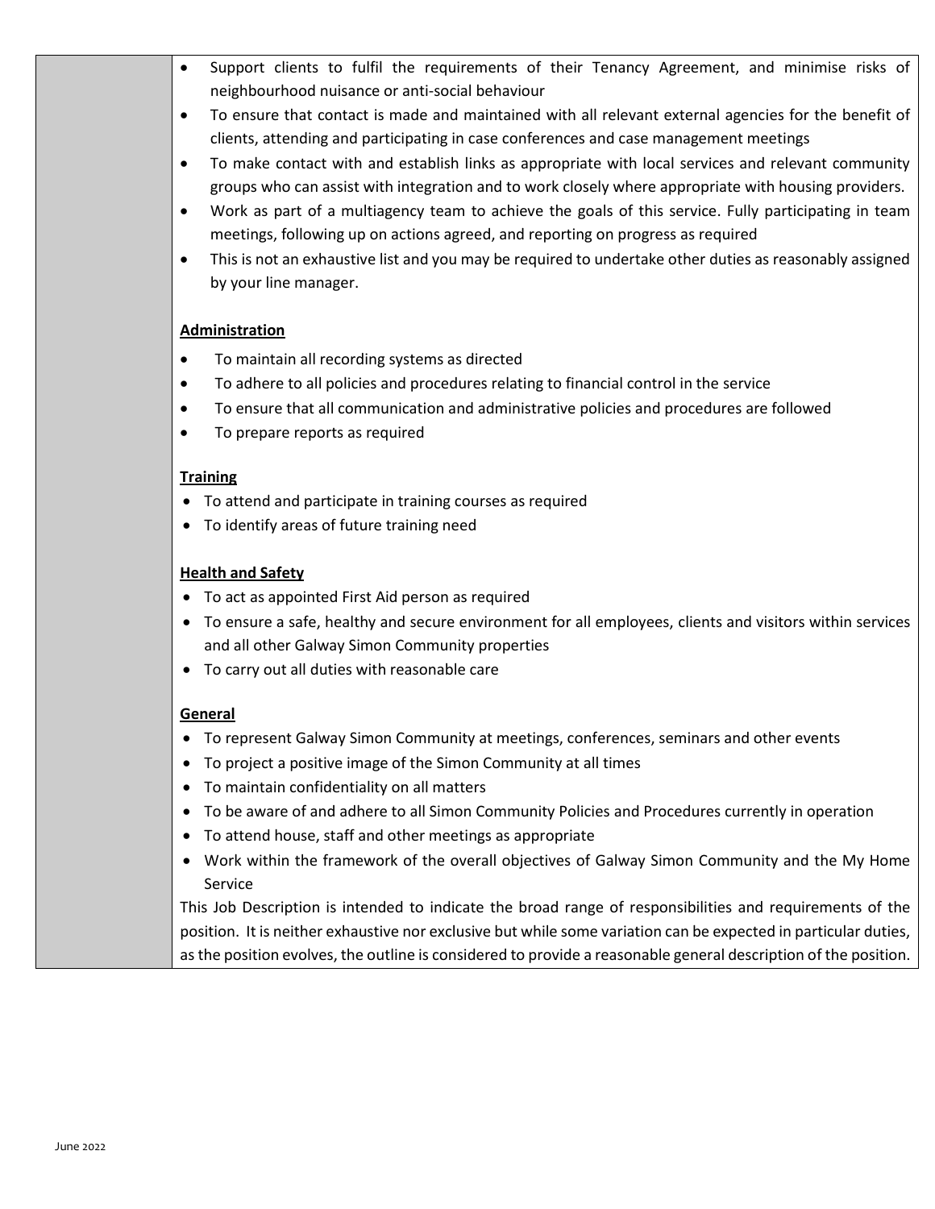- Support clients to fulfil the requirements of their Tenancy Agreement, and minimise risks of neighbourhood nuisance or anti-social behaviour
- To ensure that contact is made and maintained with all relevant external agencies for the benefit of clients, attending and participating in case conferences and case management meetings
- To make contact with and establish links as appropriate with local services and relevant community groups who can assist with integration and to work closely where appropriate with housing providers.
- Work as part of a multiagency team to achieve the goals of this service. Fully participating in team meetings, following up on actions agreed, and reporting on progress as required
- This is not an exhaustive list and you may be required to undertake other duties as reasonably assigned by your line manager.

**Administration**

- To maintain all recording systems as directed
- To adhere to all policies and procedures relating to financial control in the service
- To ensure that all communication and administrative policies and procedures are followed
- To prepare reports as required

**Training**

- To attend and participate in training courses as required
- To identify areas of future training need

**Health and Safety**

- To act as appointed First Aid person as required
- To ensure a safe, healthy and secure environment for all employees, clients and visitors within services and all other Galway Simon Community properties
- To carry out all duties with reasonable care

**General**

- To represent Galway Simon Community at meetings, conferences, seminars and other events
- To project a positive image of the Simon Community at all times
- To maintain confidentiality on all matters
- To be aware of and adhere to all Simon Community Policies and Procedures currently in operation
- To attend house, staff and other meetings as appropriate
- Work within the framework of the overall objectives of Galway Simon Community and the My Home Service

This Job Description is intended to indicate the broad range of responsibilities and requirements of the position. It is neither exhaustive nor exclusive but while some variation can be expected in particular duties, as the position evolves, the outline is considered to provide a reasonable general description of the position.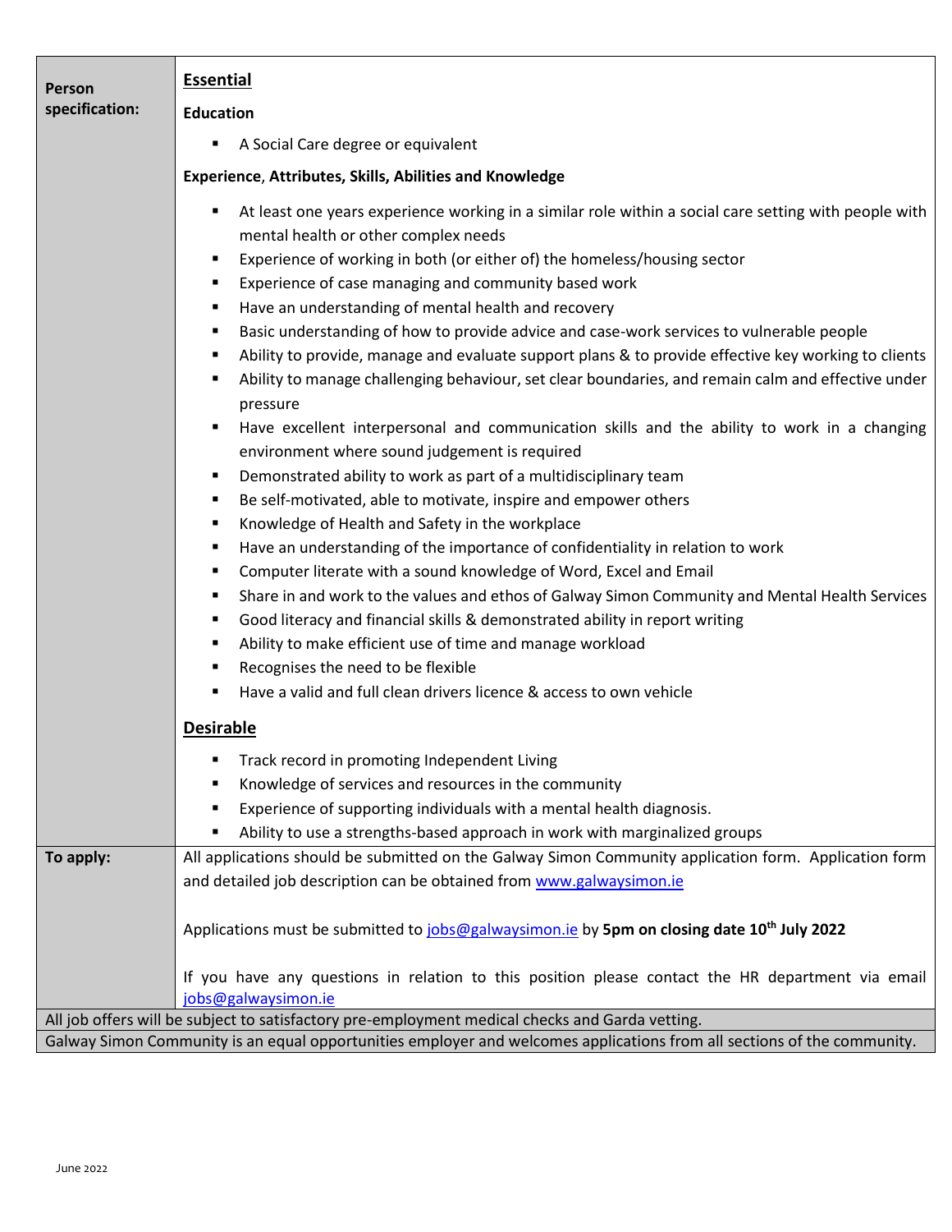| | |
|---|---|
| **Person specification:** | **Essential**<br><br>**Education**<br><br>▪ A Social Care degree or equivalent<br><br>**Experience, Attributes, Skills, Abilities and Knowledge**<br><br>▪ At least one years experience working in a similar role within a social care setting with people with mental health or other complex needs<br>▪ Experience of working in both (or either of) the homeless/housing sector<br>▪ Experience of case managing and community based work<br>▪ Have an understanding of mental health and recovery<br>▪ Basic understanding of how to provide advice and case-work services to vulnerable people<br>▪ Ability to provide, manage and evaluate support plans & to provide effective key working to clients<br>▪ Ability to manage challenging behaviour, set clear boundaries, and remain calm and effective under pressure<br>▪ Have excellent interpersonal and communication skills and the ability to work in a changing environment where sound judgement is required<br>▪ Demonstrated ability to work as part of a multidisciplinary team<br>▪ Be self-motivated, able to motivate, inspire and empower others<br>▪ Knowledge of Health and Safety in the workplace<br>▪ Have an understanding of the importance of confidentiality in relation to work<br>▪ Computer literate with a sound knowledge of Word, Excel and Email<br>▪ Share in and work to the values and ethos of Galway Simon Community and Mental Health Services<br>▪ Good literacy and financial skills & demonstrated ability in report writing<br>▪ Ability to make efficient use of time and manage workload<br>▪ Recognises the need to be flexible<br>▪ Have a valid and full clean drivers licence & access to own vehicle<br><br>**Desirable**<br><br>▪ Track record in promoting Independent Living<br>▪ Knowledge of services and resources in the community<br>▪ Experience of supporting individuals with a mental health diagnosis.<br>▪ Ability to use a strengths-based approach in work with marginalized groups |
| **To apply:** | All applications should be submitted on the Galway Simon Community application form. Application form and detailed job description can be obtained from www.galwaysimon.ie<br><br>Applications must be submitted to jobs@galwaysimon.ie by **5pm on closing date 10th July 2022**<br><br>If you have any questions in relation to this position please contact the HR department via email jobs@galwaysimon.ie |
| All job offers will be subject to satisfactory pre-employment medical checks and Garda vetting. | |
| Galway Simon Community is an equal opportunities employer and welcomes applications from all sections of the community. | |

June 2022